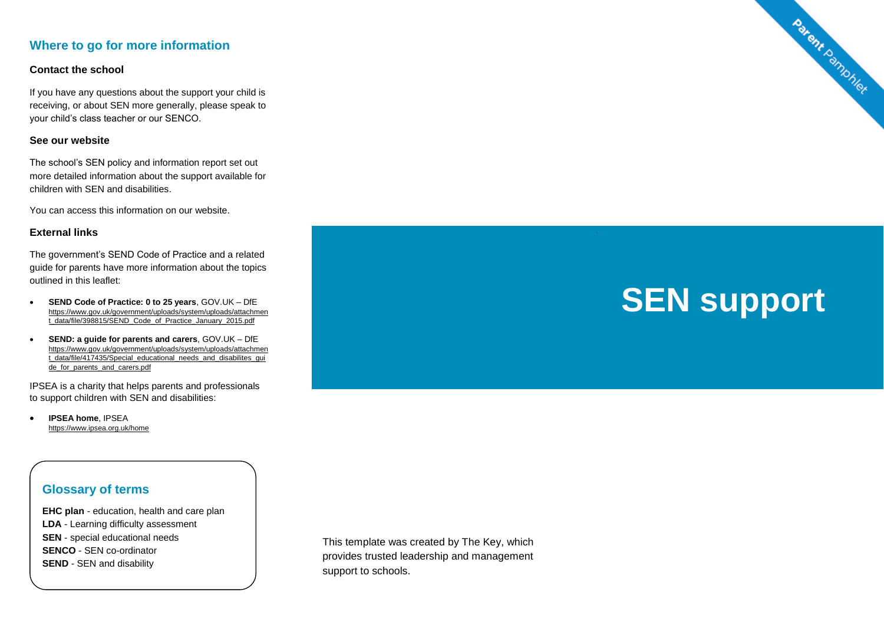## Where to go for more information

### Contact the school

If you have any questions about the support your child is receiving, or about SEN more generally, please speak to your child's class teacher or our SENCO.

### See our website

The school's SEN policy and information report set out more detailed information about the support available for children with SEN and disabilities.

You can access this information on our website.

### External links

The government's SEND Code of Practice and a related guide for parents have more information about the topics outlined in this leaflet:

- **SEND Code of Practice: 0 to 25 years**, GOV.UK – DfE https://www.gov.uk/government/uploads/system/uploads/attachment_data/file/398815/SEND_Code_of_Practice_January_2015.pdf
- **SEND: a guide for parents and carers**, GOV.UK – DfE https://www.gov.uk/government/uploads/system/uploads/attachment_data/file/417435/Special_educational_needs_and_disabilites_guide_for_parents_and_carers.pdf

IPSEA is a charity that helps parents and professionals to support children with SEN and disabilities:

- **IPSEA home**, IPSEA https://www.ipsea.org.uk/home

### Glossary of terms

**EHC plan** - education, health and care plan
**LDA** - Learning difficulty assessment
**SEN** - special educational needs
**SENCO** - SEN co-ordinator
**SEND** - SEN and disability

Parent Pamphlet

# SEN support

This template was created by The Key, which provides trusted leadership and management support to schools.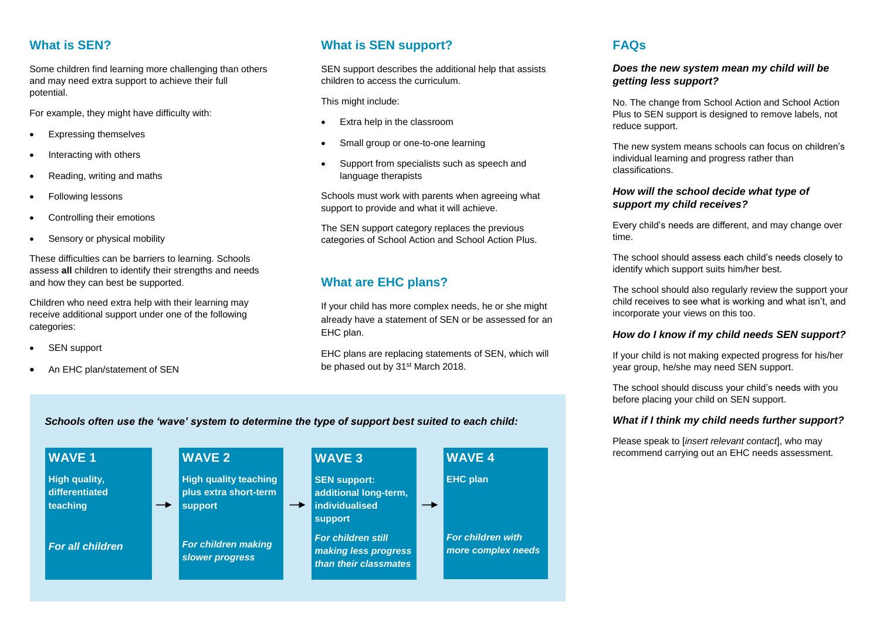## What is SEN?

Some children find learning more challenging than others and may need extra support to achieve their full potential.

For example, they might have difficulty with:

- Expressing themselves
- Interacting with others
- Reading, writing and maths
- Following lessons
- Controlling their emotions
- Sensory or physical mobility

These difficulties can be barriers to learning. Schools assess **all** children to identify their strengths and needs and how they can best be supported.

Children who need extra help with their learning may receive additional support under one of the following categories:

- SEN support
- An EHC plan/statement of SEN

## What is SEN support?

SEN support describes the additional help that assists children to access the curriculum.

This might include:

- Extra help in the classroom
- Small group or one-to-one learning
- Support from specialists such as speech and language therapists

Schools must work with parents when agreeing what support to provide and what it will achieve.

The SEN support category replaces the previous categories of School Action and School Action Plus.

## What are EHC plans?

If your child has more complex needs, he or she might already have a statement of SEN or be assessed for an EHC plan.

EHC plans are replacing statements of SEN, which will be phased out by 31st March 2018.

***Schools often use the 'wave' system to determine the type of support best suited to each child:***

**WAVE 1**
**High quality, differentiated teaching**
***For all children***

→

**WAVE 2**
**High quality teaching plus extra short-term support**
***For children making slower progress***

→

**WAVE 3**
**SEN support: additional long-term, individualised support**
***For children still making less progress than their classmates***

→

**WAVE 4**
**EHC plan**
***For children with more complex needs***

## FAQs

***Does the new system mean my child will be getting less support?***

No. The change from School Action and School Action Plus to SEN support is designed to remove labels, not reduce support.

The new system means schools can focus on children's individual learning and progress rather than classifications.

***How will the school decide what type of support my child receives?***

Every child's needs are different, and may change over time.

The school should assess each child's needs closely to identify which support suits him/her best.

The school should also regularly review the support your child receives to see what is working and what isn't, and incorporate your views on this too.

***How do I know if my child needs SEN support?***

If your child is not making expected progress for his/her year group, he/she may need SEN support.

The school should discuss your child's needs with you before placing your child on SEN support.

***What if I think my child needs further support?***

Please speak to [*insert relevant contact*], who may recommend carrying out an EHC needs assessment.